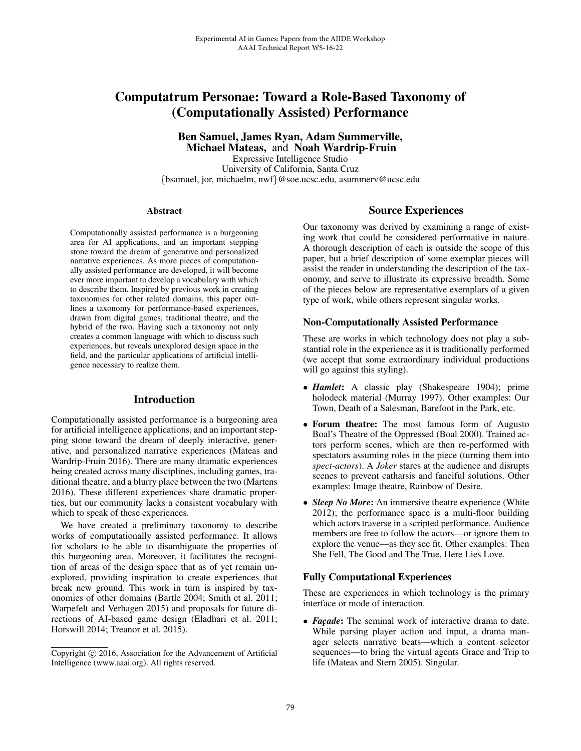# Computatrum Personae: Toward a Role-Based Taxonomy of (Computationally Assisted) Performance

**Ben Samuel, James Ryan, Adam Summerville, Michael Mateas,** and **Noah Wardrip-Fruin**

Expressive Intelligence Studio
University of California, Santa Cruz
{bsamuel, jor, michaelm, nwf}@soe.ucsc.edu, asummerv@ucsc.edu

### Abstract

Computationally assisted performance is a burgeoning area for AI applications, and an important stepping stone toward the dream of generative and personalized narrative experiences. As more pieces of computationally assisted performance are developed, it will become ever more important to develop a vocabulary with which to describe them. Inspired by previous work in creating taxonomies for other related domains, this paper outlines a taxonomy for performance-based experiences, drawn from digital games, traditional theatre, and the hybrid of the two. Having such a taxonomy not only creates a common language with which to discuss such experiences, but reveals unexplored design space in the field, and the particular applications of artificial intelligence necessary to realize them.

## Introduction

Computationally assisted performance is a burgeoning area for artificial intelligence applications, and an important stepping stone toward the dream of deeply interactive, generative, and personalized narrative experiences (Mateas and Wardrip-Fruin 2016). There are many dramatic experiences being created across many disciplines, including games, traditional theatre, and a blurry place between the two (Martens 2016). These different experiences share dramatic properties, but our community lacks a consistent vocabulary with which to speak of these experiences.

We have created a preliminary taxonomy to describe works of computationally assisted performance. It allows for scholars to be able to disambiguate the properties of this burgeoning area. Moreover, it facilitates the recognition of areas of the design space that as of yet remain unexplored, providing inspiration to create experiences that break new ground. This work in turn is inspired by taxonomies of other domains (Bartle 2004; Smith et al. 2011; Warpefelt and Verhagen 2015) and proposals for future directions of AI-based game design (Eladhari et al. 2011; Horswill 2014; Treanor et al. 2015).

Copyright © 2016, Association for the Advancement of Artificial Intelligence (www.aaai.org). All rights reserved.

## Source Experiences

Our taxonomy was derived by examining a range of existing work that could be considered performative in nature. A thorough description of each is outside the scope of this paper, but a brief description of some exemplar pieces will assist the reader in understanding the description of the taxonomy, and serve to illustrate its expressive breadth. Some of the pieces below are representative exemplars of a given type of work, while others represent singular works.

### Non-Computationally Assisted Performance

These are works in which technology does not play a substantial role in the experience as it is traditionally performed (we accept that some extraordinary individual productions will go against this styling).

- ***Hamlet***: A classic play (Shakespeare 1904); prime holodeck material (Murray 1997). Other examples: Our Town, Death of a Salesman, Barefoot in the Park, etc.
- **Forum theatre:** The most famous form of Augusto Boal's Theatre of the Oppressed (Boal 2000). Trained actors perform scenes, which are then re-performed with spectators assuming roles in the piece (turning them into *spect-actors*). A *Joker* stares at the audience and disrupts scenes to prevent catharsis and fanciful solutions. Other examples: Image theatre, Rainbow of Desire.
- ***Sleep No More***: An immersive theatre experience (White 2012); the performance space is a multi-floor building which actors traverse in a scripted performance. Audience members are free to follow the actors—or ignore them to explore the venue—as they see fit. Other examples: Then She Fell, The Good and The True, Here Lies Love.

### Fully Computational Experiences

These are experiences in which technology is the primary interface or mode of interaction.

- ***Façade***: The seminal work of interactive drama to date. While parsing player action and input, a drama manager selects narrative beats—which a content selector sequences—to bring the virtual agents Grace and Trip to life (Mateas and Stern 2005). Singular.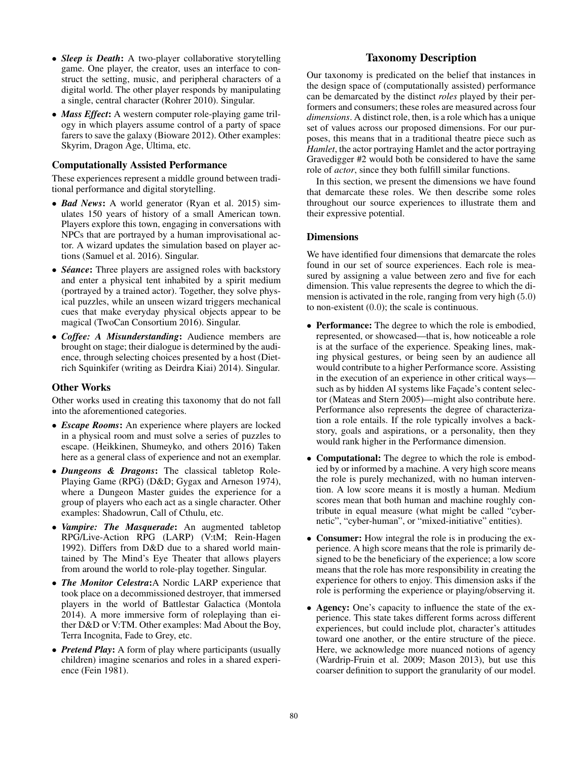- ***Sleep is Death***: A two-player collaborative storytelling game. One player, the creator, uses an interface to construct the setting, music, and peripheral characters of a digital world. The other player responds by manipulating a single, central character (Rohrer 2010). Singular.
- ***Mass Effect***: A western computer role-playing game trilogy in which players assume control of a party of space farers to save the galaxy (Bioware 2012). Other examples: Skyrim, Dragon Age, Ultima, etc.

### Computationally Assisted Performance

These experiences represent a middle ground between traditional performance and digital storytelling.

- ***Bad News***: A world generator (Ryan et al. 2015) simulates 150 years of history of a small American town. Players explore this town, engaging in conversations with NPCs that are portrayed by a human improvisational actor. A wizard updates the simulation based on player actions (Samuel et al. 2016). Singular.
- ***Séance***: Three players are assigned roles with backstory and enter a physical tent inhabited by a spirit medium (portrayed by a trained actor). Together, they solve physical puzzles, while an unseen wizard triggers mechanical cues that make everyday physical objects appear to be magical (TwoCan Consortium 2016). Singular.
- ***Coffee: A Misunderstanding***: Audience members are brought on stage; their dialogue is determined by the audience, through selecting choices presented by a host (Dietrich Squinkifer (writing as Deirdra Kiai) 2014). Singular.

### Other Works

Other works used in creating this taxonomy that do not fall into the aforementioned categories.

- ***Escape Rooms***: An experience where players are locked in a physical room and must solve a series of puzzles to escape. (Heikkinen, Shumeyko, and others 2016) Taken here as a general class of experience and not an exemplar.
- ***Dungeons & Dragons***: The classical tabletop Role-Playing Game (RPG) (D&D; Gygax and Arneson 1974), where a Dungeon Master guides the experience for a group of players who each act as a single character. Other examples: Shadowrun, Call of Cthulu, etc.
- ***Vampire: The Masquerade***: An augmented tabletop RPG/Live-Action RPG (LARP) (V:tM; Rein-Hagen 1992). Differs from D&D due to a shared world maintained by The Mind's Eye Theater that allows players from around the world to role-play together. Singular.
- ***The Monitor Celestra***:A Nordic LARP experience that took place on a decommissioned destroyer, that immersed players in the world of Battlestar Galactica (Montola 2014). A more immersive form of roleplaying than either D&D or V:TM. Other examples: Mad About the Boy, Terra Incognita, Fade to Grey, etc.
- ***Pretend Play***: A form of play where participants (usually children) imagine scenarios and roles in a shared experience (Fein 1981).

## Taxonomy Description

Our taxonomy is predicated on the belief that instances in the design space of (computationally assisted) performance can be demarcated by the distinct *roles* played by their performers and consumers; these roles are measured across four *dimensions*. A distinct role, then, is a role which has a unique set of values across our proposed dimensions. For our purposes, this means that in a traditional theatre piece such as *Hamlet*, the actor portraying Hamlet and the actor portraying Gravedigger #2 would both be considered to have the same role of *actor*, since they both fulfill similar functions.

In this section, we present the dimensions we have found that demarcate these roles. We then describe some roles throughout our source experiences to illustrate them and their expressive potential.

### Dimensions

We have identified four dimensions that demarcate the roles found in our set of source experiences. Each role is measured by assigning a value between zero and five for each dimension. This value represents the degree to which the dimension is activated in the role, ranging from very high $(5.0)$ to non-existent $(0.0)$; the scale is continuous.

- **Performance:** The degree to which the role is embodied, represented, or showcased—that is, how noticeable a role is at the surface of the experience. Speaking lines, making physical gestures, or being seen by an audience all would contribute to a higher Performance score. Assisting in the execution of an experience in other critical ways—such as by hidden AI systems like Façade's content selector (Mateas and Stern 2005)—might also contribute here. Performance also represents the degree of characterization a role entails. If the role typically involves a backstory, goals and aspirations, or a personality, then they would rank higher in the Performance dimension.
- **Computational:** The degree to which the role is embodied by or informed by a machine. A very high score means the role is purely mechanized, with no human intervention. A low score means it is mostly a human. Medium scores mean that both human and machine roughly contribute in equal measure (what might be called "cybernetic", "cyber-human", or "mixed-initiative" entities).
- **Consumer:** How integral the role is in producing the experience. A high score means that the role is primarily designed to be the beneficiary of the experience; a low score means that the role has more responsibility in creating the experience for others to enjoy. This dimension asks if the role is performing the experience or playing/observing it.
- **Agency:** One's capacity to influence the state of the experience. This state takes different forms across different experiences, but could include plot, character's attitudes toward one another, or the entire structure of the piece. Here, we acknowledge more nuanced notions of agency (Wardrip-Fruin et al. 2009; Mason 2013), but use this coarser definition to support the granularity of our model.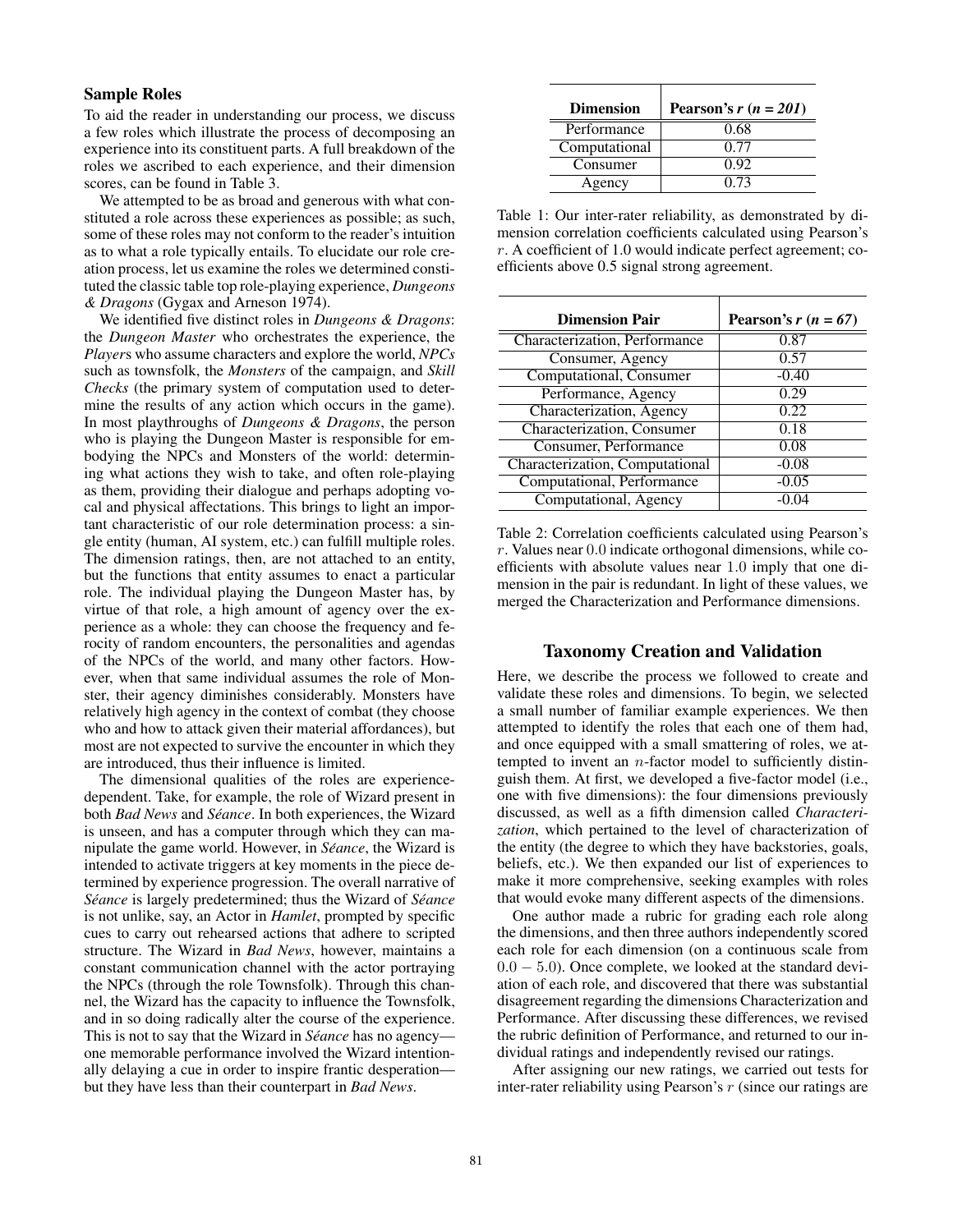### Sample Roles

To aid the reader in understanding our process, we discuss a few roles which illustrate the process of decomposing an experience into its constituent parts. A full breakdown of the roles we ascribed to each experience, and their dimension scores, can be found in Table 3.

We attempted to be as broad and generous with what constituted a role across these experiences as possible; as such, some of these roles may not conform to the reader's intuition as to what a role typically entails. To elucidate our role creation process, let us examine the roles we determined constituted the classic table top role-playing experience, *Dungeons & Dragons* (Gygax and Arneson 1974).

We identified five distinct roles in *Dungeons & Dragons*: the *Dungeon Master* who orchestrates the experience, the *Player*s who assume characters and explore the world, *NPCs* such as townsfolk, the *Monsters* of the campaign, and *Skill Checks* (the primary system of computation used to determine the results of any action which occurs in the game). In most playthroughs of *Dungeons & Dragons*, the person who is playing the Dungeon Master is responsible for embodying the NPCs and Monsters of the world: determining what actions they wish to take, and often role-playing as them, providing their dialogue and perhaps adopting vocal and physical affectations. This brings to light an important characteristic of our role determination process: a single entity (human, AI system, etc.) can fulfill multiple roles. The dimension ratings, then, are not attached to an entity, but the functions that entity assumes to enact a particular role. The individual playing the Dungeon Master has, by virtue of that role, a high amount of agency over the experience as a whole: they can choose the frequency and ferocity of random encounters, the personalities and agendas of the NPCs of the world, and many other factors. However, when that same individual assumes the role of Monster, their agency diminishes considerably. Monsters have relatively high agency in the context of combat (they choose who and how to attack given their material affordances), but most are not expected to survive the encounter in which they are introduced, thus their influence is limited.

The dimensional qualities of the roles are experience-dependent. Take, for example, the role of Wizard present in both *Bad News* and *Séance*. In both experiences, the Wizard is unseen, and has a computer through which they can manipulate the game world. However, in *Séance*, the Wizard is intended to activate triggers at key moments in the piece determined by experience progression. The overall narrative of *Séance* is largely predetermined; thus the Wizard of *Séance* is not unlike, say, an Actor in *Hamlet*, prompted by specific cues to carry out rehearsed actions that adhere to scripted structure. The Wizard in *Bad News*, however, maintains a constant communication channel with the actor portraying the NPCs (through the role Townsfolk). Through this channel, the Wizard has the capacity to influence the Townsfolk, and in so doing radically alter the course of the experience. This is not to say that the Wizard in *Séance* has no agency—one memorable performance involved the Wizard intentionally delaying a cue in order to inspire frantic desperation—but they have less than their counterpart in *Bad News*.

| Dimension | Pearson's $r$ ($n$ = *201*) |
|---|---|
| Performance | 0.68 |
| Computational | 0.77 |
| Consumer | 0.92 |
| Agency | 0.73 |

Table 1: Our inter-rater reliability, as demonstrated by dimension correlation coefficients calculated using Pearson's $r$. A coefficient of 1.0 would indicate perfect agreement; coefficients above 0.5 signal strong agreement.

| Dimension Pair | Pearson's $r$ ($n$ = *67*) |
|---|---|
| Characterization, Performance | 0.87 |
| Consumer, Agency | 0.57 |
| Computational, Consumer | -0.40 |
| Performance, Agency | 0.29 |
| Characterization, Agency | 0.22 |
| Characterization, Consumer | 0.18 |
| Consumer, Performance | 0.08 |
| Characterization, Computational | -0.08 |
| Computational, Performance | -0.05 |
| Computational, Agency | -0.04 |

Table 2: Correlation coefficients calculated using Pearson's $r$. Values near $0.0$ indicate orthogonal dimensions, while coefficients with absolute values near $1.0$ imply that one dimension in the pair is redundant. In light of these values, we merged the Characterization and Performance dimensions.

## Taxonomy Creation and Validation

Here, we describe the process we followed to create and validate these roles and dimensions. To begin, we selected a small number of familiar example experiences. We then attempted to identify the roles that each one of them had, and once equipped with a small smattering of roles, we attempted to invent an $n$-factor model to sufficiently distinguish them. At first, we developed a five-factor model (i.e., one with five dimensions): the four dimensions previously discussed, as well as a fifth dimension called *Characterization*, which pertained to the level of characterization of the entity (the degree to which they have backstories, goals, beliefs, etc.). We then expanded our list of experiences to make it more comprehensive, seeking examples with roles that would evoke many different aspects of the dimensions.

One author made a rubric for grading each role along the dimensions, and then three authors independently scored each role for each dimension (on a continuous scale from $0.0 - 5.0$). Once complete, we looked at the standard deviation of each role, and discovered that there was substantial disagreement regarding the dimensions Characterization and Performance. After discussing these differences, we revised the rubric definition of Performance, and returned to our individual ratings and independently revised our ratings.

After assigning our new ratings, we carried out tests for inter-rater reliability using Pearson's $r$ (since our ratings are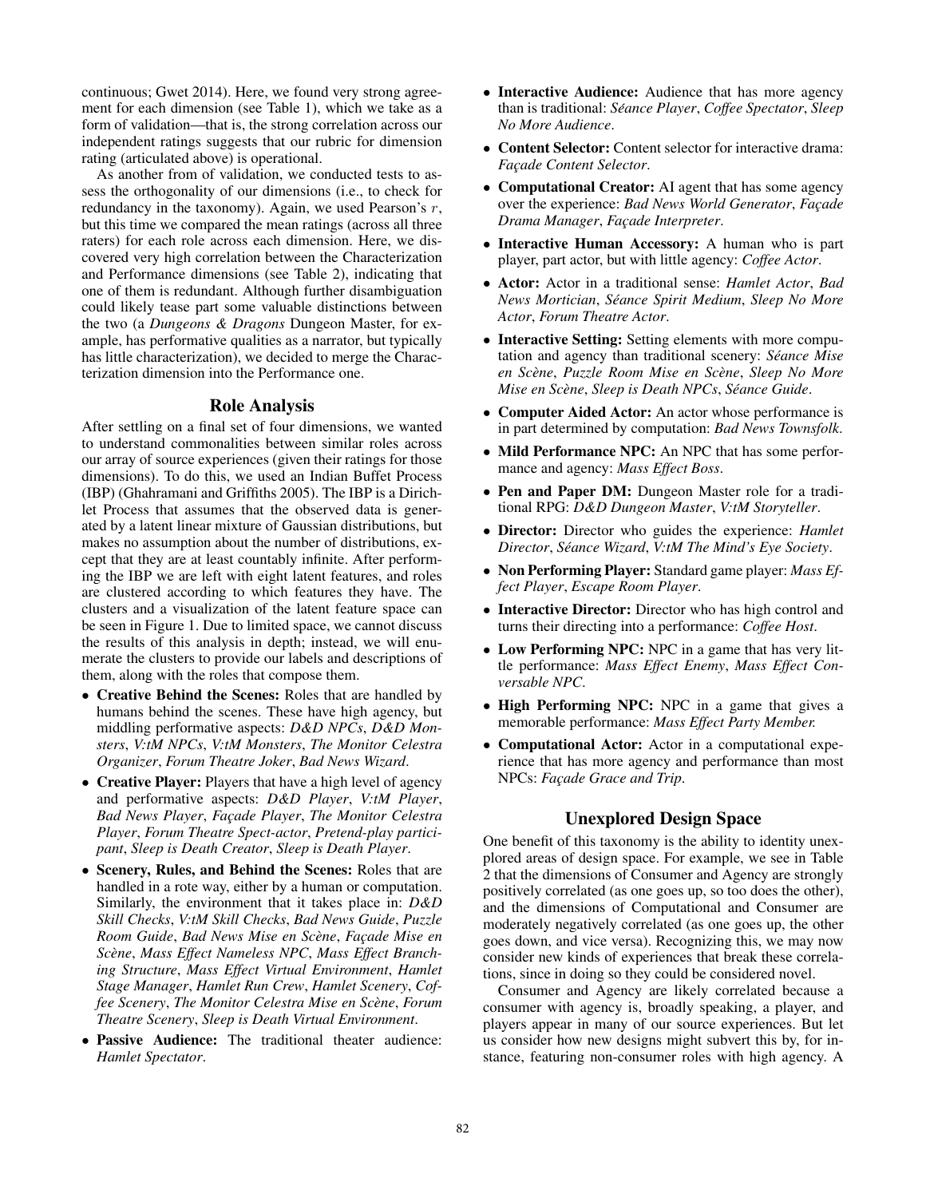continuous; Gwet 2014). Here, we found very strong agreement for each dimension (see Table 1), which we take as a form of validation—that is, the strong correlation across our independent ratings suggests that our rubric for dimension rating (articulated above) is operational.

As another from of validation, we conducted tests to assess the orthogonality of our dimensions (i.e., to check for redundancy in the taxonomy). Again, we used Pearson's $r$, but this time we compared the mean ratings (across all three raters) for each role across each dimension. Here, we discovered very high correlation between the Characterization and Performance dimensions (see Table 2), indicating that one of them is redundant. Although further disambiguation could likely tease part some valuable distinctions between the two (a *Dungeons & Dragons* Dungeon Master, for example, has performative qualities as a narrator, but typically has little characterization), we decided to merge the Characterization dimension into the Performance one.

## Role Analysis

After settling on a final set of four dimensions, we wanted to understand commonalities between similar roles across our array of source experiences (given their ratings for those dimensions). To do this, we used an Indian Buffet Process (IBP) (Ghahramani and Griffiths 2005). The IBP is a Dirichlet Process that assumes that the observed data is generated by a latent linear mixture of Gaussian distributions, but makes no assumption about the number of distributions, except that they are at least countably infinite. After performing the IBP we are left with eight latent features, and roles are clustered according to which features they have. The clusters and a visualization of the latent feature space can be seen in Figure 1. Due to limited space, we cannot discuss the results of this analysis in depth; instead, we will enumerate the clusters to provide our labels and descriptions of them, along with the roles that compose them.

- **Creative Behind the Scenes:** Roles that are handled by humans behind the scenes. These have high agency, but middling performative aspects: *D&D NPCs*, *D&D Monsters*, *V:tM NPCs*, *V:tM Monsters*, *The Monitor Celestra Organizer*, *Forum Theatre Joker*, *Bad News Wizard*.
- **Creative Player:** Players that have a high level of agency and performative aspects: *D&D Player*, *V:tM Player*, *Bad News Player*, *Façade Player*, *The Monitor Celestra Player*, *Forum Theatre Spect-actor*, *Pretend-play participant*, *Sleep is Death Creator*, *Sleep is Death Player*.
- **Scenery, Rules, and Behind the Scenes:** Roles that are handled in a rote way, either by a human or computation. Similarly, the environment that it takes place in: *D&D Skill Checks*, *V:tM Skill Checks*, *Bad News Guide*, *Puzzle Room Guide*, *Bad News Mise en Scène*, *Façade Mise en Scène*, *Mass Effect Nameless NPC*, *Mass Effect Branching Structure*, *Mass Effect Virtual Environment*, *Hamlet Stage Manager*, *Hamlet Run Crew*, *Hamlet Scenery*, *Coffee Scenery*, *The Monitor Celestra Mise en Scène*, *Forum Theatre Scenery*, *Sleep is Death Virtual Environment*.
- **Passive Audience:** The traditional theater audience: *Hamlet Spectator*.
- **Interactive Audience:** Audience that has more agency than is traditional: *Séance Player*, *Coffee Spectator*, *Sleep No More Audience*.
- **Content Selector:** Content selector for interactive drama: *Façade Content Selector*.
- **Computational Creator:** AI agent that has some agency over the experience: *Bad News World Generator*, *Façade Drama Manager*, *Façade Interpreter*.
- **Interactive Human Accessory:** A human who is part player, part actor, but with little agency: *Coffee Actor*.
- **Actor:** Actor in a traditional sense: *Hamlet Actor*, *Bad News Mortician*, *Séance Spirit Medium*, *Sleep No More Actor*, *Forum Theatre Actor*.
- **Interactive Setting:** Setting elements with more computation and agency than traditional scenery: *Séance Mise en Scène*, *Puzzle Room Mise en Scène*, *Sleep No More Mise en Scène*, *Sleep is Death NPCs*, *Séance Guide*.
- **Computer Aided Actor:** An actor whose performance is in part determined by computation: *Bad News Townsfolk*.
- **Mild Performance NPC:** An NPC that has some performance and agency: *Mass Effect Boss*.
- **Pen and Paper DM:** Dungeon Master role for a traditional RPG: *D&D Dungeon Master*, *V:tM Storyteller*.
- **Director:** Director who guides the experience: *Hamlet Director*, *Séance Wizard*, *V:tM The Mind's Eye Society*.
- **Non Performing Player:** Standard game player: *Mass Effect Player*, *Escape Room Player*.
- **Interactive Director:** Director who has high control and turns their directing into a performance: *Coffee Host*.
- **Low Performing NPC:** NPC in a game that has very little performance: *Mass Effect Enemy*, *Mass Effect Conversable NPC*.
- **High Performing NPC:** NPC in a game that gives a memorable performance: *Mass Effect Party Member.*
- **Computational Actor:** Actor in a computational experience that has more agency and performance than most NPCs: *Façade Grace and Trip*.

## Unexplored Design Space

One benefit of this taxonomy is the ability to identity unexplored areas of design space. For example, we see in Table 2 that the dimensions of Consumer and Agency are strongly positively correlated (as one goes up, so too does the other), and the dimensions of Computational and Consumer are moderately negatively correlated (as one goes up, the other goes down, and vice versa). Recognizing this, we may now consider new kinds of experiences that break these correlations, since in doing so they could be considered novel.

Consumer and Agency are likely correlated because a consumer with agency is, broadly speaking, a player, and players appear in many of our source experiences. But let us consider how new designs might subvert this by, for instance, featuring non-consumer roles with high agency. A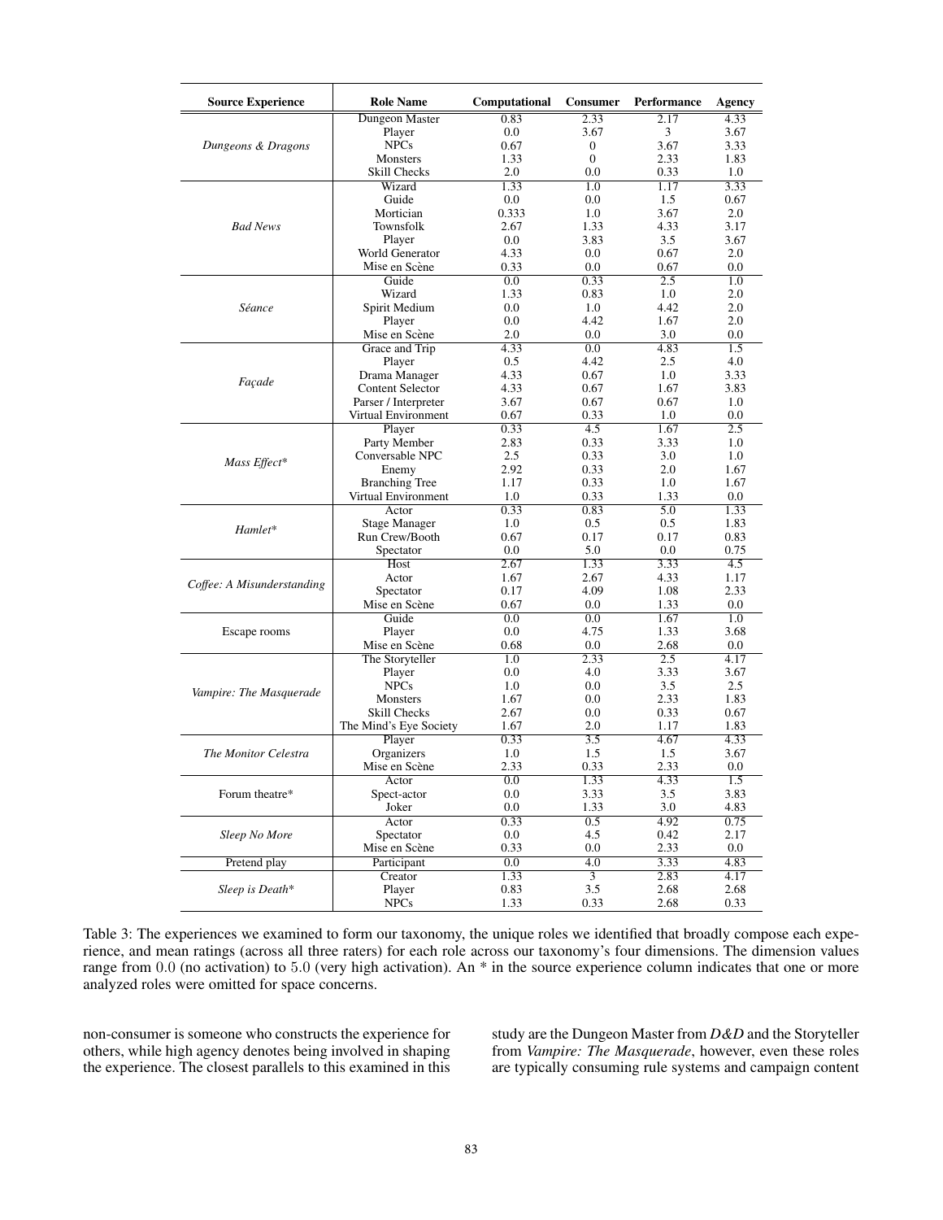| Source Experience | Role Name | Computational | Consumer | Performance | Agency |
|---|---|---|---|---|---|
| *Dungeons & Dragons* | Dungeon Master | 0.83 | 2.33 | 2.17 | 4.33 |
| | Player | 0.0 | 3.67 | 3 | 3.67 |
| | NPCs | 0.67 | 0 | 3.67 | 3.33 |
| | Monsters | 1.33 | 0 | 2.33 | 1.83 |
| | Skill Checks | 2.0 | 0.0 | 0.33 | 1.0 |
| *Bad News* | Wizard | 1.33 | 1.0 | 1.17 | 3.33 |
| | Guide | 0.0 | 0.0 | 1.5 | 0.67 |
| | Mortician | 0.333 | 1.0 | 3.67 | 2.0 |
| | Townsfolk | 2.67 | 1.33 | 4.33 | 3.17 |
| | Player | 0.0 | 3.83 | 3.5 | 3.67 |
| | World Generator | 4.33 | 0.0 | 0.67 | 2.0 |
| | Mise en Scène | 0.33 | 0.0 | 0.67 | 0.0 |
| *Séance* | Guide | 0.0 | 0.33 | 2.5 | 1.0 |
| | Wizard | 1.33 | 0.83 | 1.0 | 2.0 |
| | Spirit Medium | 0.0 | 1.0 | 4.42 | 2.0 |
| | Player | 0.0 | 4.42 | 1.67 | 2.0 |
| | Mise en Scène | 2.0 | 0.0 | 3.0 | 0.0 |
| *Façade* | Grace and Trip | 4.33 | 0.0 | 4.83 | 1.5 |
| | Player | 0.5 | 4.42 | 2.5 | 4.0 |
| | Drama Manager | 4.33 | 0.67 | 1.0 | 3.33 |
| | Content Selector | 4.33 | 0.67 | 1.67 | 3.83 |
| | Parser / Interpreter | 3.67 | 0.67 | 0.67 | 1.0 |
| | Virtual Environment | 0.67 | 0.33 | 1.0 | 0.0 |
| *Mass Effect** | Player | 0.33 | 4.5 | 1.67 | 2.5 |
| | Party Member | 2.83 | 0.33 | 3.33 | 1.0 |
| | Conversable NPC | 2.5 | 0.33 | 3.0 | 1.0 |
| | Enemy | 2.92 | 0.33 | 2.0 | 1.67 |
| | Branching Tree | 1.17 | 0.33 | 1.0 | 1.67 |
| | Virtual Environment | 1.0 | 0.33 | 1.33 | 0.0 |
| *Hamlet** | Actor | 0.33 | 0.83 | 5.0 | 1.33 |
| | Stage Manager | 1.0 | 0.5 | 0.5 | 1.83 |
| | Run Crew/Booth | 0.67 | 0.17 | 0.17 | 0.83 |
| | Spectator | 0.0 | 5.0 | 0.0 | 0.75 |
| *Coffee: A Misunderstanding* | Host | 2.67 | 1.33 | 3.33 | 4.5 |
| | Actor | 1.67 | 2.67 | 4.33 | 1.17 |
| | Spectator | 0.17 | 4.09 | 1.08 | 2.33 |
| | Mise en Scène | 0.67 | 0.0 | 1.33 | 0.0 |
| Escape rooms | Guide | 0.0 | 0.0 | 1.67 | 1.0 |
| | Player | 0.0 | 4.75 | 1.33 | 3.68 |
| | Mise en Scène | 0.68 | 0.0 | 2.68 | 0.0 |
| *Vampire: The Masquerade* | The Storyteller | 1.0 | 2.33 | 2.5 | 4.17 |
| | Player | 0.0 | 4.0 | 3.33 | 3.67 |
| | NPCs | 1.0 | 0.0 | 3.5 | 2.5 |
| | Monsters | 1.67 | 0.0 | 2.33 | 1.83 |
| | Skill Checks | 2.67 | 0.0 | 0.33 | 0.67 |
| | The Mind's Eye Society | 1.67 | 2.0 | 1.17 | 1.83 |
| *The Monitor Celestra* | Player | 0.33 | 3.5 | 4.67 | 4.33 |
| | Organizers | 1.0 | 1.5 | 1.5 | 3.67 |
| | Mise en Scène | 2.33 | 0.33 | 2.33 | 0.0 |
| Forum theatre* | Actor | 0.0 | 1.33 | 4.33 | 1.5 |
| | Spect-actor | 0.0 | 3.33 | 3.5 | 3.83 |
| | Joker | 0.0 | 1.33 | 3.0 | 4.83 |
| *Sleep No More* | Actor | 0.33 | 0.5 | 4.92 | 0.75 |
| | Spectator | 0.0 | 4.5 | 0.42 | 2.17 |
| | Mise en Scène | 0.33 | 0.0 | 2.33 | 0.0 |
| Pretend play | Participant | 0.0 | 4.0 | 3.33 | 4.83 |
| *Sleep is Death** | Creator | 1.33 | 3 | 2.83 | 4.17 |
| | Player | 0.83 | 3.5 | 2.68 | 2.68 |
| | NPCs | 1.33 | 0.33 | 2.68 | 0.33 |

Table 3: The experiences we examined to form our taxonomy, the unique roles we identified that broadly compose each experience, and mean ratings (across all three raters) for each role across our taxonomy's four dimensions. The dimension values range from 0.0 (no activation) to 5.0 (very high activation). An * in the source experience column indicates that one or more analyzed roles were omitted for space concerns.

non-consumer is someone who constructs the experience for others, while high agency denotes being involved in shaping the experience. The closest parallels to this examined in this study are the Dungeon Master from *D&D* and the Storyteller from *Vampire: The Masquerade*, however, even these roles are typically consuming rule systems and campaign content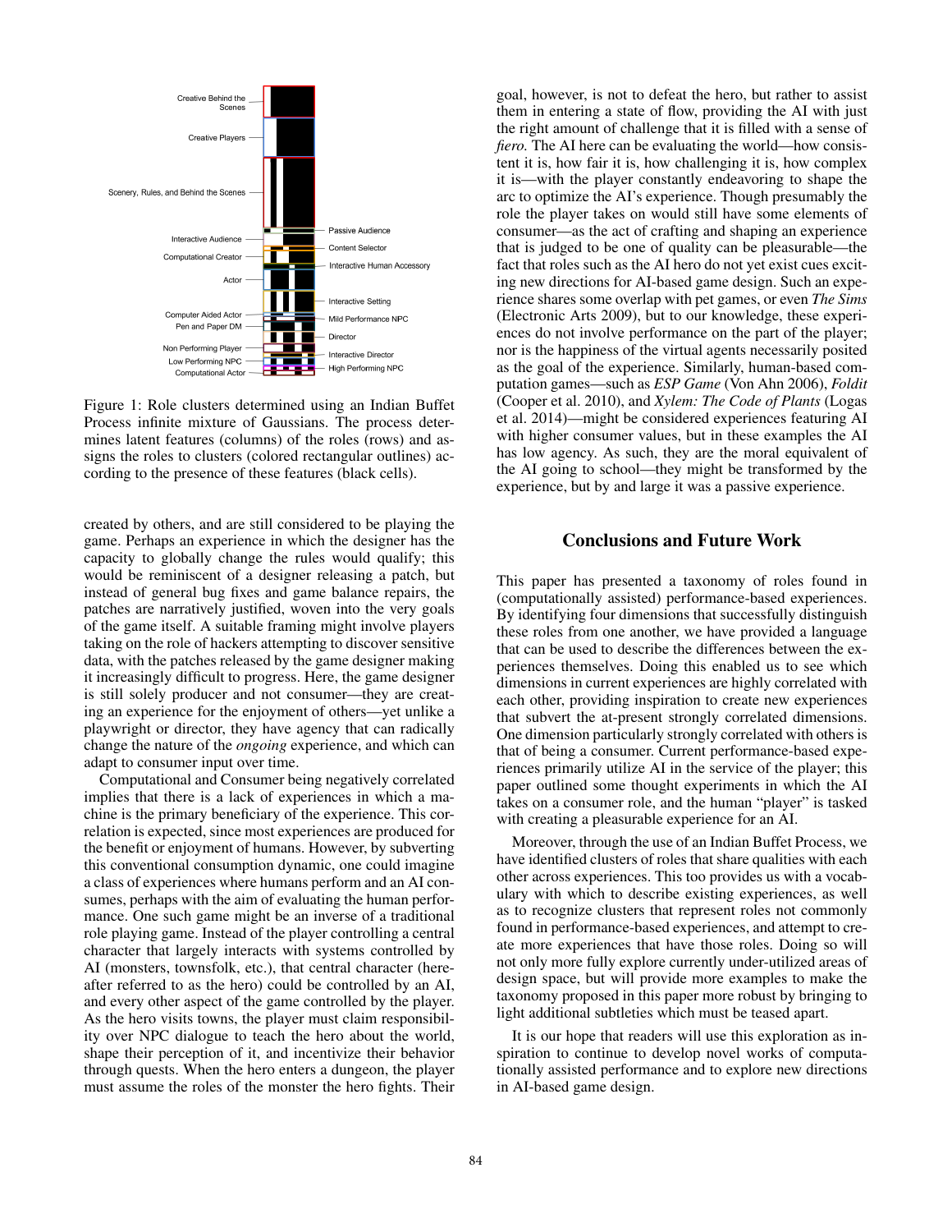Figure 1: Role clusters determined using an Indian Buffet Process infinite mixture of Gaussians. The process determines latent features (columns) of the roles (rows) and assigns the roles to clusters (colored rectangular outlines) according to the presence of these features (black cells).

created by others, and are still considered to be playing the game. Perhaps an experience in which the designer has the capacity to globally change the rules would qualify; this would be reminiscent of a designer releasing a patch, but instead of general bug fixes and game balance repairs, the patches are narratively justified, woven into the very goals of the game itself. A suitable framing might involve players taking on the role of hackers attempting to discover sensitive data, with the patches released by the game designer making it increasingly difficult to progress. Here, the game designer is still solely producer and not consumer—they are creating an experience for the enjoyment of others—yet unlike a playwright or director, they have agency that can radically change the nature of the *ongoing* experience, and which can adapt to consumer input over time.

Computational and Consumer being negatively correlated implies that there is a lack of experiences in which a machine is the primary beneficiary of the experience. This correlation is expected, since most experiences are produced for the benefit or enjoyment of humans. However, by subverting this conventional consumption dynamic, one could imagine a class of experiences where humans perform and an AI consumes, perhaps with the aim of evaluating the human performance. One such game might be an inverse of a traditional role playing game. Instead of the player controlling a central character that largely interacts with systems controlled by AI (monsters, townsfolk, etc.), that central character (hereafter referred to as the hero) could be controlled by an AI, and every other aspect of the game controlled by the player. As the hero visits towns, the player must claim responsibility over NPC dialogue to teach the hero about the world, shape their perception of it, and incentivize their behavior through quests. When the hero enters a dungeon, the player must assume the roles of the monster the hero fights. Their goal, however, is not to defeat the hero, but rather to assist them in entering a state of flow, providing the AI with just the right amount of challenge that it is filled with a sense of *fiero*. The AI here can be evaluating the world—how consistent it is, how fair it is, how challenging it is, how complex it is—with the player constantly endeavoring to shape the arc to optimize the AI's experience. Though presumably the role the player takes on would still have some elements of consumer—as the act of crafting and shaping an experience that is judged to be one of quality can be pleasurable—the fact that roles such as the AI hero do not yet exist cues exciting new directions for AI-based game design. Such an experience shares some overlap with pet games, or even *The Sims* (Electronic Arts 2009), but to our knowledge, these experiences do not involve performance on the part of the player; nor is the happiness of the virtual agents necessarily posited as the goal of the experience. Similarly, human-based computation games—such as *ESP Game* (Von Ahn 2006), *Foldit* (Cooper et al. 2010), and *Xylem: The Code of Plants* (Logas et al. 2014)—might be considered experiences featuring AI with higher consumer values, but in these examples the AI has low agency. As such, they are the moral equivalent of the AI going to school—they might be transformed by the experience, but by and large it was a passive experience.

## Conclusions and Future Work

This paper has presented a taxonomy of roles found in (computationally assisted) performance-based experiences. By identifying four dimensions that successfully distinguish these roles from one another, we have provided a language that can be used to describe the differences between the experiences themselves. Doing this enabled us to see which dimensions in current experiences are highly correlated with each other, providing inspiration to create new experiences that subvert the at-present strongly correlated dimensions. One dimension particularly strongly correlated with others is that of being a consumer. Current performance-based experiences primarily utilize AI in the service of the player; this paper outlined some thought experiments in which the AI takes on a consumer role, and the human "player" is tasked with creating a pleasurable experience for an AI.

Moreover, through the use of an Indian Buffet Process, we have identified clusters of roles that share qualities with each other across experiences. This too provides us with a vocabulary with which to describe existing experiences, as well as to recognize clusters that represent roles not commonly found in performance-based experiences, and attempt to create more experiences that have those roles. Doing so will not only more fully explore currently under-utilized areas of design space, but will provide more examples to make the taxonomy proposed in this paper more robust by bringing to light additional subtleties which must be teased apart.

It is our hope that readers will use this exploration as inspiration to continue to develop novel works of computationally assisted performance and to explore new directions in AI-based game design.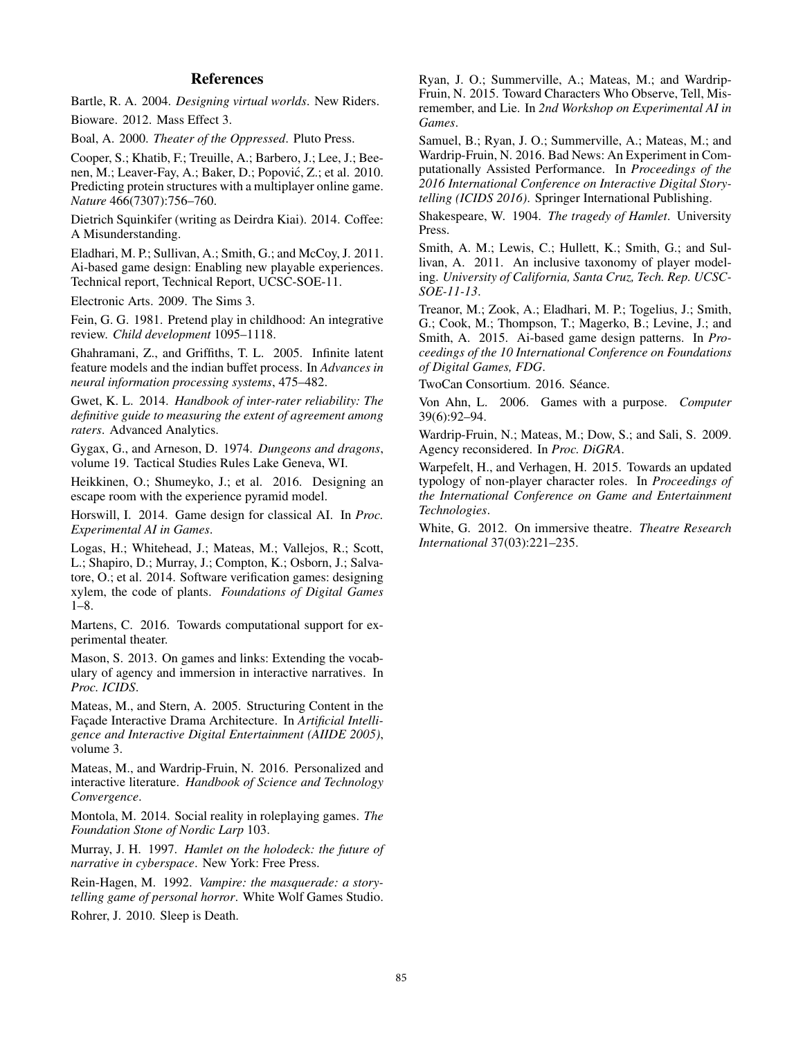## References

Bartle, R. A. 2004. *Designing virtual worlds*. New Riders.

Bioware. 2012. Mass Effect 3.

Boal, A. 2000. *Theater of the Oppressed*. Pluto Press.

Cooper, S.; Khatib, F.; Treuille, A.; Barbero, J.; Lee, J.; Beenen, M.; Leaver-Fay, A.; Baker, D.; Popović, Z.; et al. 2010. Predicting protein structures with a multiplayer online game. *Nature* 466(7307):756–760.

Dietrich Squinkifer (writing as Deirdra Kiai). 2014. Coffee: A Misunderstanding.

Eladhari, M. P.; Sullivan, A.; Smith, G.; and McCoy, J. 2011. Ai-based game design: Enabling new playable experiences. Technical report, Technical Report, UCSC-SOE-11.

Electronic Arts. 2009. The Sims 3.

Fein, G. G. 1981. Pretend play in childhood: An integrative review. *Child development* 1095–1118.

Ghahramani, Z., and Griffiths, T. L. 2005. Infinite latent feature models and the indian buffet process. In *Advances in neural information processing systems*, 475–482.

Gwet, K. L. 2014. *Handbook of inter-rater reliability: The definitive guide to measuring the extent of agreement among raters*. Advanced Analytics.

Gygax, G., and Arneson, D. 1974. *Dungeons and dragons*, volume 19. Tactical Studies Rules Lake Geneva, WI.

Heikkinen, O.; Shumeyko, J.; et al. 2016. Designing an escape room with the experience pyramid model.

Horswill, I. 2014. Game design for classical AI. In *Proc. Experimental AI in Games*.

Logas, H.; Whitehead, J.; Mateas, M.; Vallejos, R.; Scott, L.; Shapiro, D.; Murray, J.; Compton, K.; Osborn, J.; Salvatore, O.; et al. 2014. Software verification games: designing xylem, the code of plants. *Foundations of Digital Games* 1–8.

Martens, C. 2016. Towards computational support for experimental theater.

Mason, S. 2013. On games and links: Extending the vocabulary of agency and immersion in interactive narratives. In *Proc. ICIDS*.

Mateas, M., and Stern, A. 2005. Structuring Content in the Façade Interactive Drama Architecture. In *Artificial Intelligence and Interactive Digital Entertainment (AIIDE 2005)*, volume 3.

Mateas, M., and Wardrip-Fruin, N. 2016. Personalized and interactive literature. *Handbook of Science and Technology Convergence*.

Montola, M. 2014. Social reality in roleplaying games. *The Foundation Stone of Nordic Larp* 103.

Murray, J. H. 1997. *Hamlet on the holodeck: the future of narrative in cyberspace*. New York: Free Press.

Rein-Hagen, M. 1992. *Vampire: the masquerade: a storytelling game of personal horror*. White Wolf Games Studio.

Rohrer, J. 2010. Sleep is Death.

Ryan, J. O.; Summerville, A.; Mateas, M.; and Wardrip-Fruin, N. 2015. Toward Characters Who Observe, Tell, Misremember, and Lie. In *2nd Workshop on Experimental AI in Games*.

Samuel, B.; Ryan, J. O.; Summerville, A.; Mateas, M.; and Wardrip-Fruin, N. 2016. Bad News: An Experiment in Computationally Assisted Performance. In *Proceedings of the 2016 International Conference on Interactive Digital Storytelling (ICIDS 2016)*. Springer International Publishing.

Shakespeare, W. 1904. *The tragedy of Hamlet*. University Press.

Smith, A. M.; Lewis, C.; Hullett, K.; Smith, G.; and Sullivan, A. 2011. An inclusive taxonomy of player modeling. *University of California, Santa Cruz, Tech. Rep. UCSC-SOE-11-13*.

Treanor, M.; Zook, A.; Eladhari, M. P.; Togelius, J.; Smith, G.; Cook, M.; Thompson, T.; Magerko, B.; Levine, J.; and Smith, A. 2015. Ai-based game design patterns. In *Proceedings of the 10 International Conference on Foundations of Digital Games, FDG*.

TwoCan Consortium. 2016. Séance.

Von Ahn, L. 2006. Games with a purpose. *Computer* 39(6):92–94.

Wardrip-Fruin, N.; Mateas, M.; Dow, S.; and Sali, S. 2009. Agency reconsidered. In *Proc. DiGRA*.

Warpefelt, H., and Verhagen, H. 2015. Towards an updated typology of non-player character roles. In *Proceedings of the International Conference on Game and Entertainment Technologies*.

White, G. 2012. On immersive theatre. *Theatre Research International* 37(03):221–235.